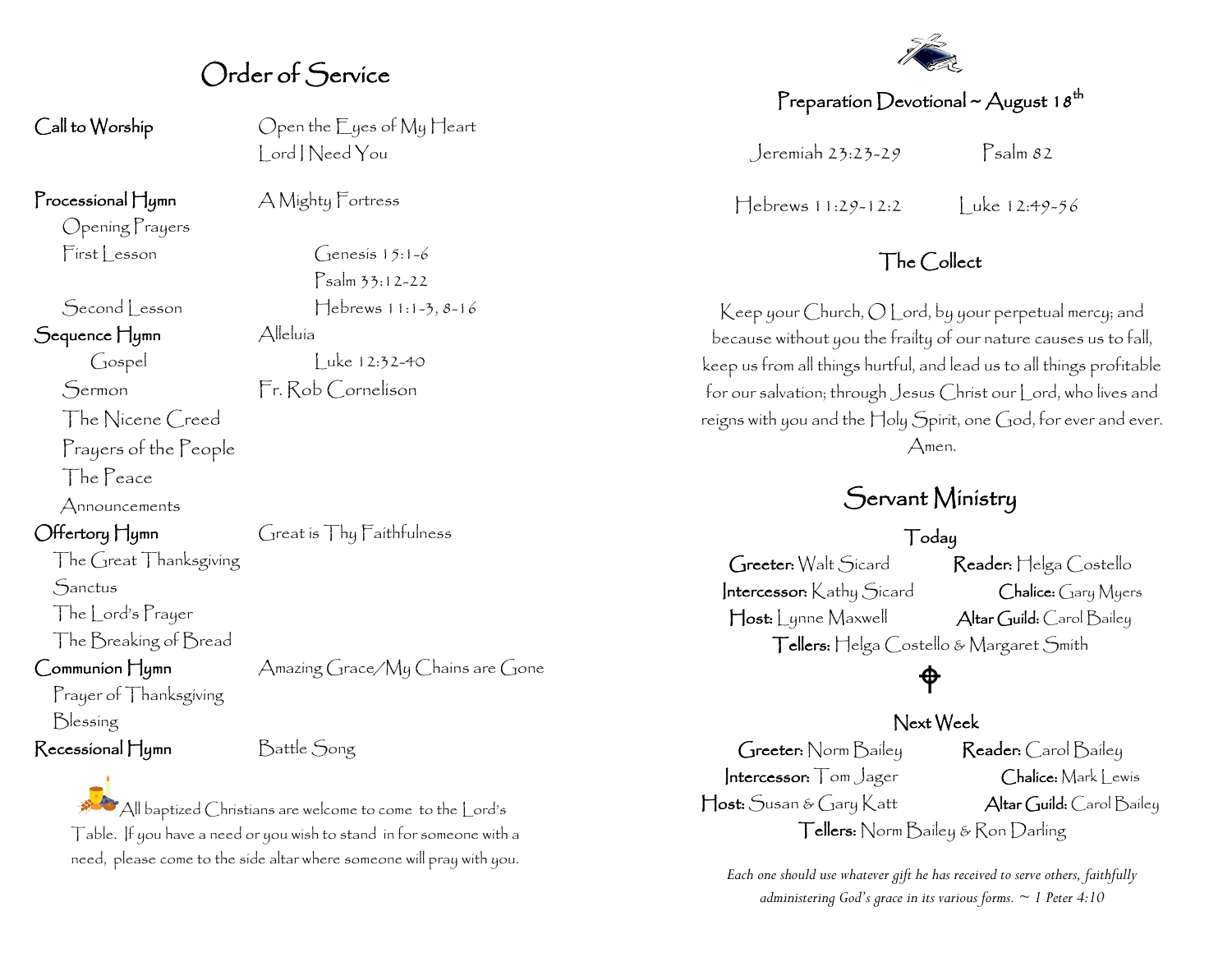# Order of Service

**Call to Worship** — Open the Eyes of My Heart
Lord I Need You

**Processional Hymn** — A Mighty Fortress

Opening Prayers

First Lesson — Genesis 15:1-6

Psalm 33:12-22

Second Lesson — Hebrews 11:1-3, 8-16

**Sequence Hymn** — Alleluia

Gospel — Luke 12:32-40

Sermon — Fr. Rob Cornelison

The Nicene Creed

Prayers of the People

The Peace

Announcements

**Offertory Hymn** — Great is Thy Faithfulness

The Great Thanksgiving

Sanctus

The Lord's Prayer

The Breaking of Bread

**Communion Hymn** — Amazing Grace/My Chains are Gone

Prayer of Thanksgiving

Blessing

**Recessional Hymn** — Battle Song

All baptized Christians are welcome to come to the Lord's Table. If you have a need or you wish to stand in for someone with a need, please come to the side altar where someone will pray with you.

## Preparation Devotional ~ August 18th

Jeremiah 23:23-29 — Psalm 82

Hebrews 11:29-12:2 — Luke 12:49-56

## The Collect

Keep your Church, O Lord, by your perpetual mercy; and because without you the frailty of our nature causes us to fall, keep us from all things hurtful, and lead us to all things profitable for our salvation; through Jesus Christ our Lord, who lives and reigns with you and the Holy Spirit, one God, for ever and ever. Amen.

# Servant Ministry

### Today

**Greeter:** Walt Sicard — **Reader:** Helga Costello

**Intercessor:** Kathy Sicard — **Chalice:** Gary Myers

**Host:** Lynne Maxwell — **Altar Guild:** Carol Bailey

**Tellers:** Helga Costello & Margaret Smith

### Next Week

**Greeter:** Norm Bailey — **Reader:** Carol Bailey

**Intercessor:** Tom Jager — **Chalice:** Mark Lewis

**Host:** Susan & Gary Katt — **Altar Guild:** Carol Bailey

**Tellers:** Norm Bailey & Ron Darling

*Each one should use whatever gift he has received to serve others, faithfully administering God's grace in its various forms. ~ 1 Peter 4:10*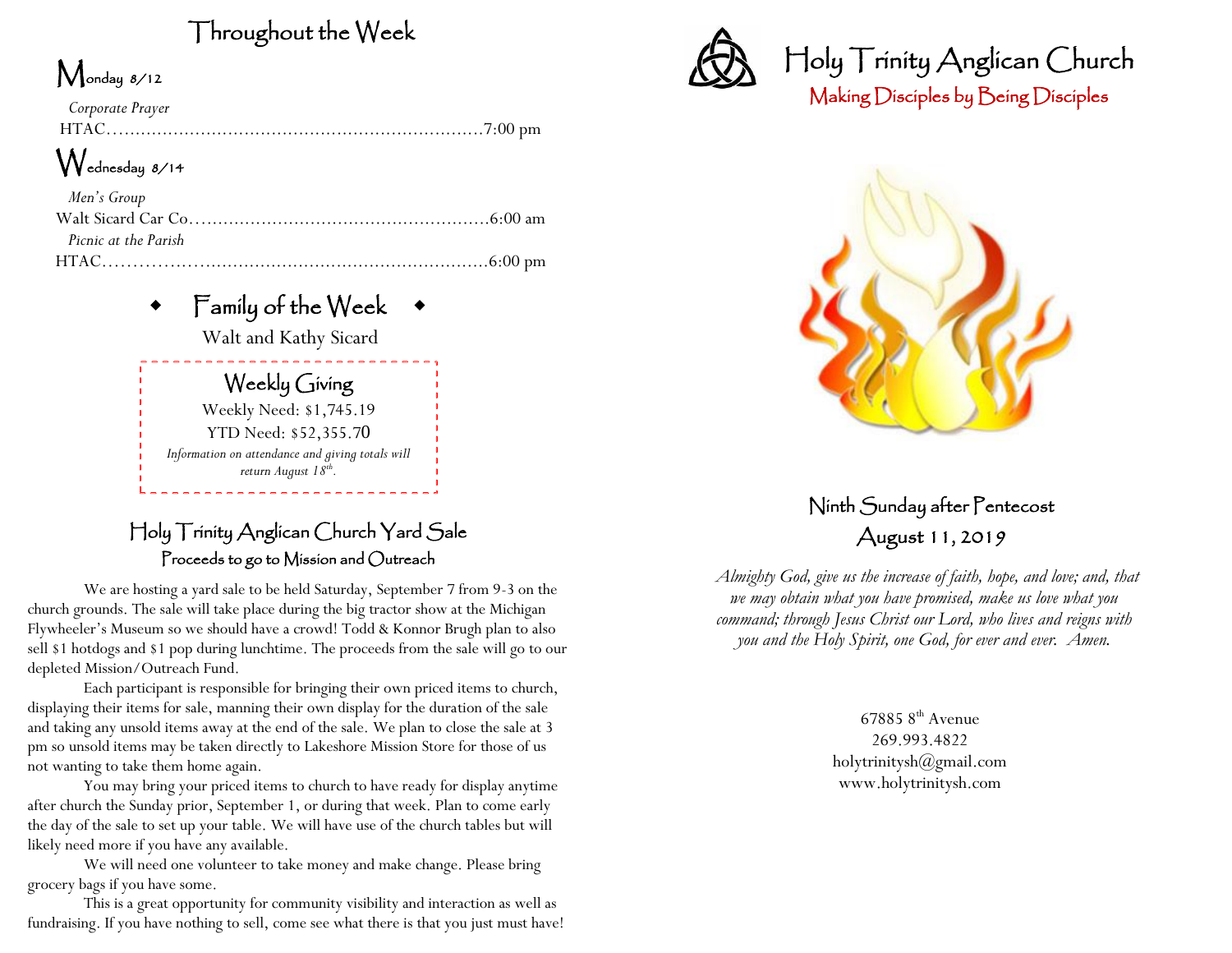# Throughout the Week

## Monday 8/12

*Corporate Prayer*

HTAC....................................................................7:00 pm

## Wednesday 8/14

*Men's Group*

Walt Sicard Car Co.......................................................6:00 am

*Picnic at the Parish*

HTAC....................................................................6:00 pm

## ◆ Family of the Week ◆

Walt and Kathy Sicard

### Weekly Giving

Weekly Need: $1,745.19

YTD Need: $52,355.70

*Information on attendance and giving totals will return August 18th.*

## Holy Trinity Anglican Church Yard Sale

### Proceeds to go to Mission and Outreach

We are hosting a yard sale to be held Saturday, September 7 from 9-3 on the church grounds. The sale will take place during the big tractor show at the Michigan Flywheeler's Museum so we should have a crowd! Todd & Konnor Brugh plan to also sell $1 hotdogs and $1 pop during lunchtime. The proceeds from the sale will go to our depleted Mission/Outreach Fund.

Each participant is responsible for bringing their own priced items to church, displaying their items for sale, manning their own display for the duration of the sale and taking any unsold items away at the end of the sale. We plan to close the sale at 3 pm so unsold items may be taken directly to Lakeshore Mission Store for those of us not wanting to take them home again.

You may bring your priced items to church to have ready for display anytime after church the Sunday prior, September 1, or during that week. Plan to come early the day of the sale to set up your table. We will have use of the church tables but will likely need more if you have any available.

We will need one volunteer to take money and make change. Please bring grocery bags if you have some.

This is a great opportunity for community visibility and interaction as well as fundraising. If you have nothing to sell, come see what there is that you just must have!

# Holy Trinity Anglican Church

Making Disciples by Being Disciples

## Ninth Sunday after Pentecost
## August 11, 2019

*Almighty God, give us the increase of faith, hope, and love; and, that we may obtain what you have promised, make us love what you command; through Jesus Christ our Lord, who lives and reigns with you and the Holy Spirit, one God, for ever and ever. Amen.*

67885 8th Avenue
269.993.4822
holytrinitysh@gmail.com
www.holytrinitysh.com